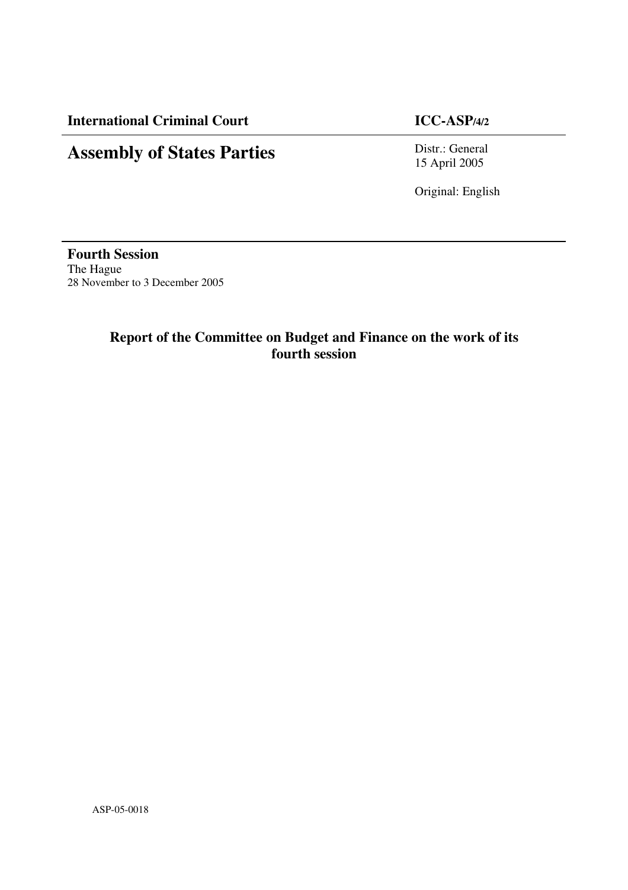**International Criminal Court** **ICC-ASP/4/2**

# Assembly of States Parties

Distr.: General
15 April 2005

Original: English

**Fourth Session**
The Hague
28 November to 3 December 2005

## Report of the Committee on Budget and Finance on the work of its fourth session

ASP-05-0018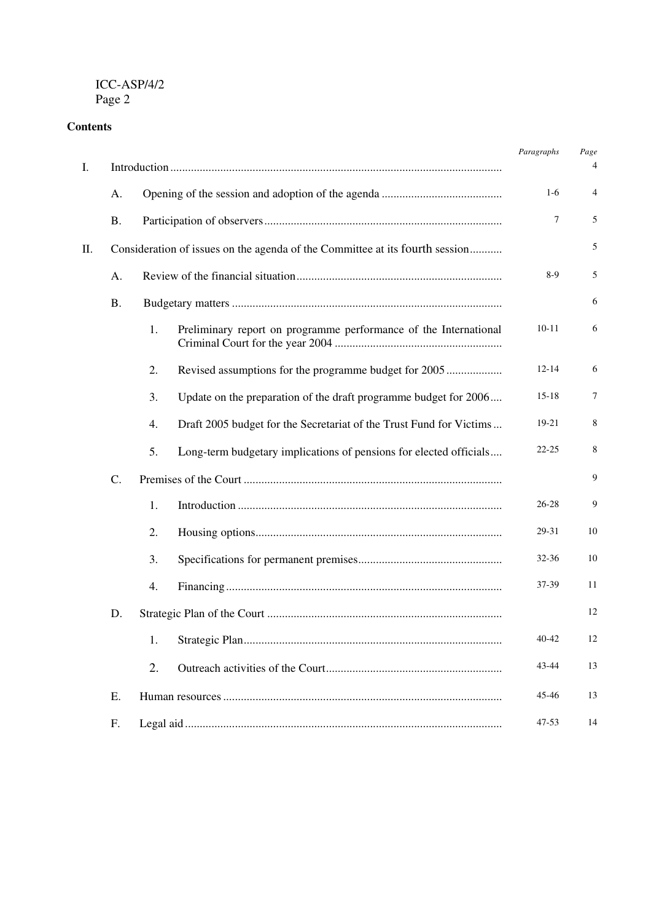**Contents**

| | | | Paragraphs | Page |
|---|---|---|---|---|
| I. | Introduction | | | 4 |
| | A. | Opening of the session and adoption of the agenda | 1-6 | 4 |
| | B. | Participation of observers | 7 | 5 |
| II. | Consideration of issues on the agenda of the Committee at its fourth session | | | 5 |
| | A. | Review of the financial situation | 8-9 | 5 |
| | B. | Budgetary matters | | 6 |
| | | 1. Preliminary report on programme performance of the International Criminal Court for the year 2004 | 10-11 | 6 |
| | | 2. Revised assumptions for the programme budget for 2005 | 12-14 | 6 |
| | | 3. Update on the preparation of the draft programme budget for 2006 | 15-18 | 7 |
| | | 4. Draft 2005 budget for the Secretariat of the Trust Fund for Victims | 19-21 | 8 |
| | | 5. Long-term budgetary implications of pensions for elected officials | 22-25 | 8 |
| | C. | Premises of the Court | | 9 |
| | | 1. Introduction | 26-28 | 9 |
| | | 2. Housing options | 29-31 | 10 |
| | | 3. Specifications for permanent premises | 32-36 | 10 |
| | | 4. Financing | 37-39 | 11 |
| | D. | Strategic Plan of the Court | | 12 |
| | | 1. Strategic Plan | 40-42 | 12 |
| | | 2. Outreach activities of the Court | 43-44 | 13 |
| | E. | Human resources | 45-46 | 13 |
| | F. | Legal aid | 47-53 | 14 |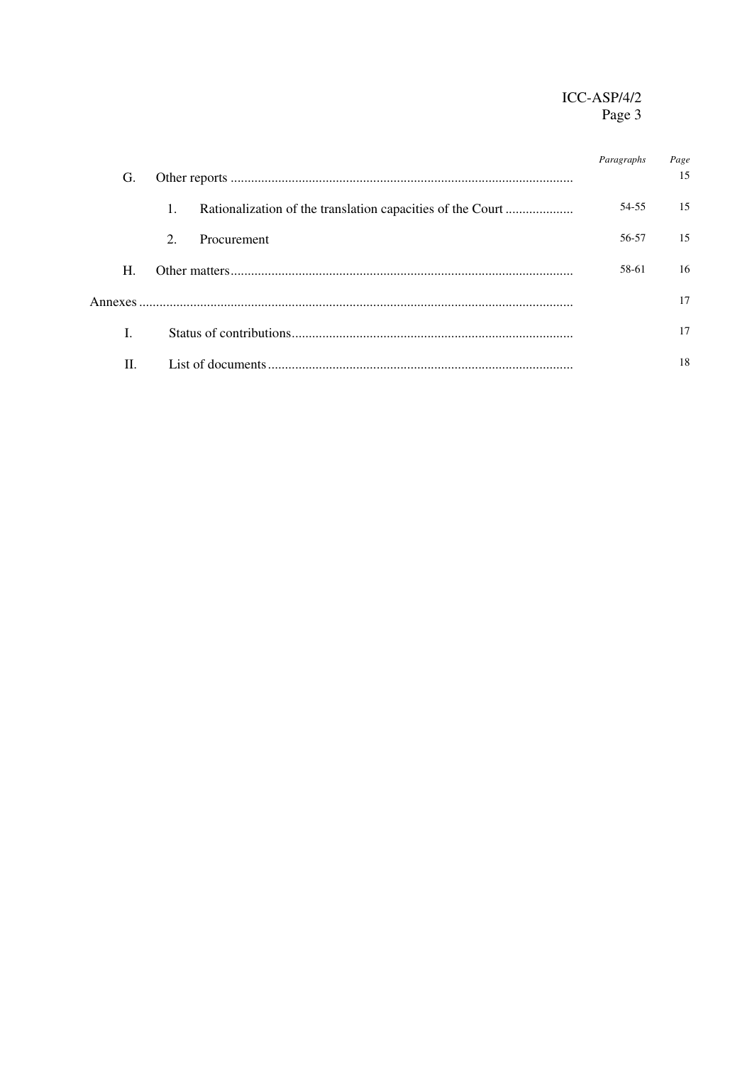|  |  | Paragraphs | Page |
|---|---|---|---|
| G. | Other reports |  | 15 |
|  | 1. Rationalization of the translation capacities of the Court | 54-55 | 15 |
|  | 2. Procurement | 56-57 | 15 |
| H. | Other matters | 58-61 | 16 |
| Annexes |  |  | 17 |
| I. | Status of contributions |  | 17 |
| II. | List of documents |  | 18 |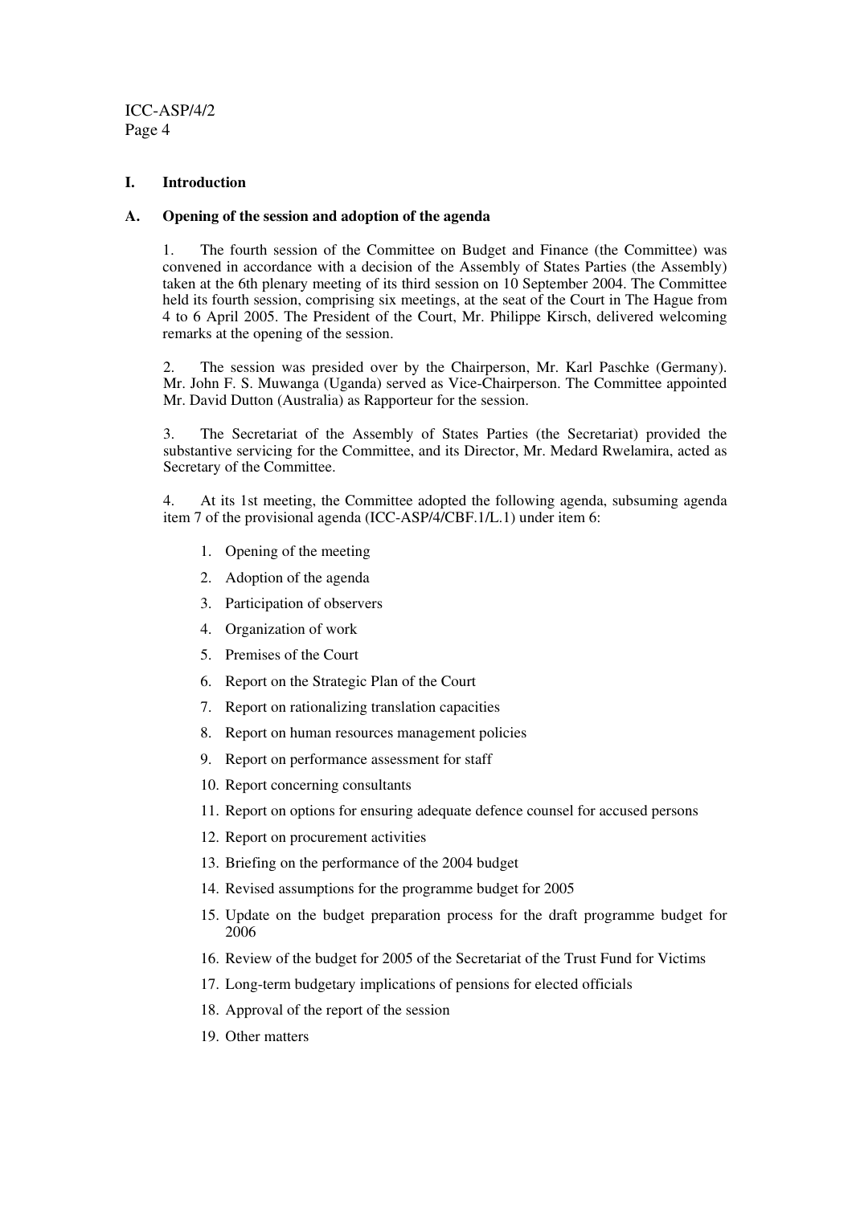# I. Introduction

## A. Opening of the session and adoption of the agenda

1. The fourth session of the Committee on Budget and Finance (the Committee) was convened in accordance with a decision of the Assembly of States Parties (the Assembly) taken at the 6th plenary meeting of its third session on 10 September 2004. The Committee held its fourth session, comprising six meetings, at the seat of the Court in The Hague from 4 to 6 April 2005. The President of the Court, Mr. Philippe Kirsch, delivered welcoming remarks at the opening of the session.

2. The session was presided over by the Chairperson, Mr. Karl Paschke (Germany). Mr. John F. S. Muwanga (Uganda) served as Vice-Chairperson. The Committee appointed Mr. David Dutton (Australia) as Rapporteur for the session.

3. The Secretariat of the Assembly of States Parties (the Secretariat) provided the substantive servicing for the Committee, and its Director, Mr. Medard Rwelamira, acted as Secretary of the Committee.

4. At its 1st meeting, the Committee adopted the following agenda, subsuming agenda item 7 of the provisional agenda (ICC-ASP/4/CBF.1/L.1) under item 6:

1. Opening of the meeting
2. Adoption of the agenda
3. Participation of observers
4. Organization of work
5. Premises of the Court
6. Report on the Strategic Plan of the Court
7. Report on rationalizing translation capacities
8. Report on human resources management policies
9. Report on performance assessment for staff
10. Report concerning consultants
11. Report on options for ensuring adequate defence counsel for accused persons
12. Report on procurement activities
13. Briefing on the performance of the 2004 budget
14. Revised assumptions for the programme budget for 2005
15. Update on the budget preparation process for the draft programme budget for 2006
16. Review of the budget for 2005 of the Secretariat of the Trust Fund for Victims
17. Long-term budgetary implications of pensions for elected officials
18. Approval of the report of the session
19. Other matters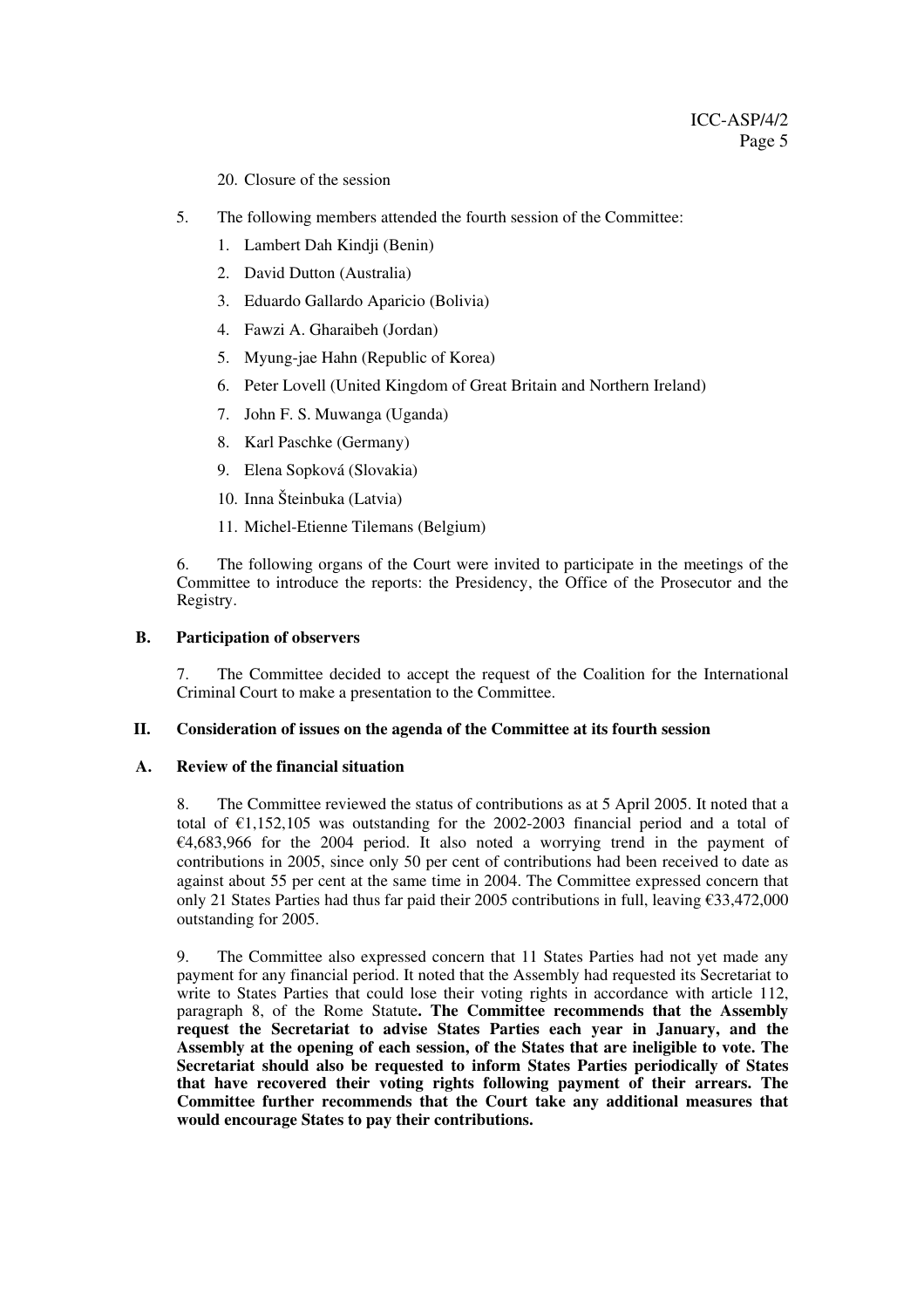20. Closure of the session

5. The following members attended the fourth session of the Committee:

1. Lambert Dah Kindji (Benin)
2. David Dutton (Australia)
3. Eduardo Gallardo Aparicio (Bolivia)
4. Fawzi A. Gharaibeh (Jordan)
5. Myung-jae Hahn (Republic of Korea)
6. Peter Lovell (United Kingdom of Great Britain and Northern Ireland)
7. John F. S. Muwanga (Uganda)
8. Karl Paschke (Germany)
9. Elena Sopková (Slovakia)
10. Inna Šteinbuka (Latvia)
11. Michel-Etienne Tilemans (Belgium)

6. The following organs of the Court were invited to participate in the meetings of the Committee to introduce the reports: the Presidency, the Office of the Prosecutor and the Registry.

### B. Participation of observers

7. The Committee decided to accept the request of the Coalition for the International Criminal Court to make a presentation to the Committee.

## II. Consideration of issues on the agenda of the Committee at its fourth session

### A. Review of the financial situation

8. The Committee reviewed the status of contributions as at 5 April 2005. It noted that a total of €1,152,105 was outstanding for the 2002-2003 financial period and a total of €4,683,966 for the 2004 period. It also noted a worrying trend in the payment of contributions in 2005, since only 50 per cent of contributions had been received to date as against about 55 per cent at the same time in 2004. The Committee expressed concern that only 21 States Parties had thus far paid their 2005 contributions in full, leaving €33,472,000 outstanding for 2005.

9. The Committee also expressed concern that 11 States Parties had not yet made any payment for any financial period. It noted that the Assembly had requested its Secretariat to write to States Parties that could lose their voting rights in accordance with article 112, paragraph 8, of the Rome Statute**. The Committee recommends that the Assembly request the Secretariat to advise States Parties each year in January, and the Assembly at the opening of each session, of the States that are ineligible to vote. The Secretariat should also be requested to inform States Parties periodically of States that have recovered their voting rights following payment of their arrears. The Committee further recommends that the Court take any additional measures that would encourage States to pay their contributions.**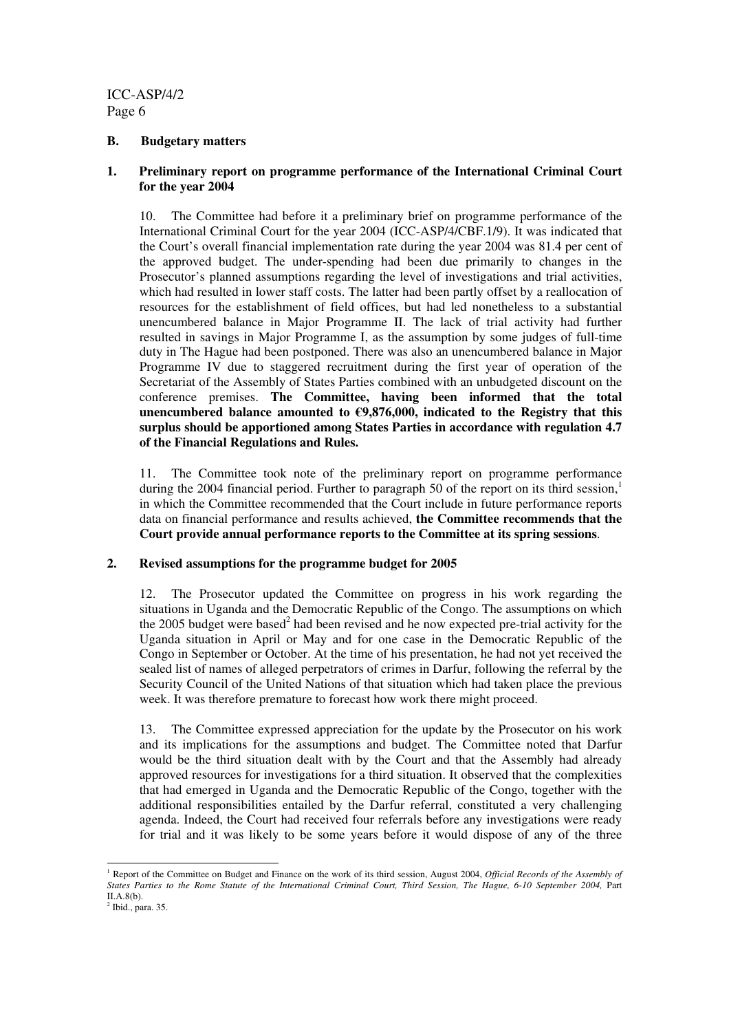## B. Budgetary matters

### 1. Preliminary report on programme performance of the International Criminal Court for the year 2004

10. The Committee had before it a preliminary brief on programme performance of the International Criminal Court for the year 2004 (ICC-ASP/4/CBF.1/9). It was indicated that the Court's overall financial implementation rate during the year 2004 was 81.4 per cent of the approved budget. The under-spending had been due primarily to changes in the Prosecutor's planned assumptions regarding the level of investigations and trial activities, which had resulted in lower staff costs. The latter had been partly offset by a reallocation of resources for the establishment of field offices, but had led nonetheless to a substantial unencumbered balance in Major Programme II. The lack of trial activity had further resulted in savings in Major Programme I, as the assumption by some judges of full-time duty in The Hague had been postponed. There was also an unencumbered balance in Major Programme IV due to staggered recruitment during the first year of operation of the Secretariat of the Assembly of States Parties combined with an unbudgeted discount on the conference premises. **The Committee, having been informed that the total unencumbered balance amounted to €9,876,000, indicated to the Registry that this surplus should be apportioned among States Parties in accordance with regulation 4.7 of the Financial Regulations and Rules.**

11. The Committee took note of the preliminary report on programme performance during the 2004 financial period. Further to paragraph 50 of the report on its third session,[1] in which the Committee recommended that the Court include in future performance reports data on financial performance and results achieved, **the Committee recommends that the Court provide annual performance reports to the Committee at its spring sessions**.

### 2. Revised assumptions for the programme budget for 2005

12. The Prosecutor updated the Committee on progress in his work regarding the situations in Uganda and the Democratic Republic of the Congo. The assumptions on which the 2005 budget were based[2] had been revised and he now expected pre-trial activity for the Uganda situation in April or May and for one case in the Democratic Republic of the Congo in September or October. At the time of his presentation, he had not yet received the sealed list of names of alleged perpetrators of crimes in Darfur, following the referral by the Security Council of the United Nations of that situation which had taken place the previous week. It was therefore premature to forecast how work there might proceed.

13. The Committee expressed appreciation for the update by the Prosecutor on his work and its implications for the assumptions and budget. The Committee noted that Darfur would be the third situation dealt with by the Court and that the Assembly had already approved resources for investigations for a third situation. It observed that the complexities that had emerged in Uganda and the Democratic Republic of the Congo, together with the additional responsibilities entailed by the Darfur referral, constituted a very challenging agenda. Indeed, the Court had received four referrals before any investigations were ready for trial and it was likely to be some years before it would dispose of any of the three

---

[1] Report of the Committee on Budget and Finance on the work of its third session, August 2004, *Official Records of the Assembly of States Parties to the Rome Statute of the International Criminal Court, Third Session, The Hague, 6-10 September 2004,* Part II.A.8(b).

[2] Ibid., para. 35.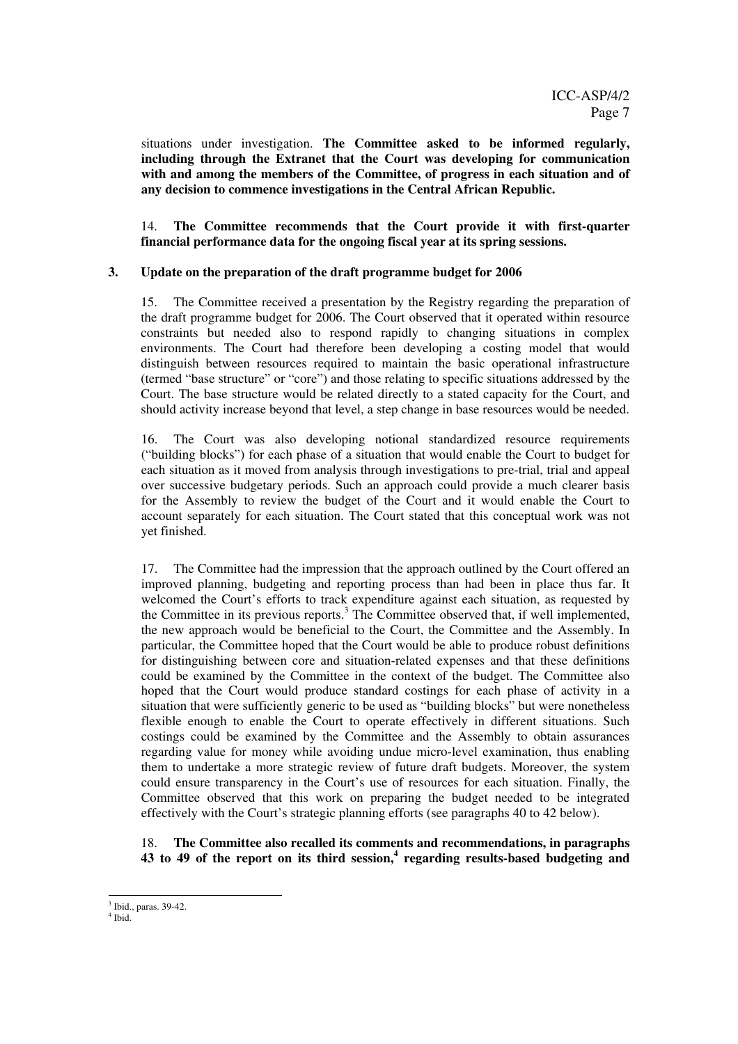situations under investigation. **The Committee asked to be informed regularly, including through the Extranet that the Court was developing for communication with and among the members of the Committee, of progress in each situation and of any decision to commence investigations in the Central African Republic.**

14. **The Committee recommends that the Court provide it with first-quarter financial performance data for the ongoing fiscal year at its spring sessions.**

### 3. Update on the preparation of the draft programme budget for 2006

15. The Committee received a presentation by the Registry regarding the preparation of the draft programme budget for 2006. The Court observed that it operated within resource constraints but needed also to respond rapidly to changing situations in complex environments. The Court had therefore been developing a costing model that would distinguish between resources required to maintain the basic operational infrastructure (termed "base structure" or "core") and those relating to specific situations addressed by the Court. The base structure would be related directly to a stated capacity for the Court, and should activity increase beyond that level, a step change in base resources would be needed.

16. The Court was also developing notional standardized resource requirements ("building blocks") for each phase of a situation that would enable the Court to budget for each situation as it moved from analysis through investigations to pre-trial, trial and appeal over successive budgetary periods. Such an approach could provide a much clearer basis for the Assembly to review the budget of the Court and it would enable the Court to account separately for each situation. The Court stated that this conceptual work was not yet finished.

17. The Committee had the impression that the approach outlined by the Court offered an improved planning, budgeting and reporting process than had been in place thus far. It welcomed the Court's efforts to track expenditure against each situation, as requested by the Committee in its previous reports.[3] The Committee observed that, if well implemented, the new approach would be beneficial to the Court, the Committee and the Assembly. In particular, the Committee hoped that the Court would be able to produce robust definitions for distinguishing between core and situation-related expenses and that these definitions could be examined by the Committee in the context of the budget. The Committee also hoped that the Court would produce standard costings for each phase of activity in a situation that were sufficiently generic to be used as "building blocks" but were nonetheless flexible enough to enable the Court to operate effectively in different situations. Such costings could be examined by the Committee and the Assembly to obtain assurances regarding value for money while avoiding undue micro-level examination, thus enabling them to undertake a more strategic review of future draft budgets. Moreover, the system could ensure transparency in the Court's use of resources for each situation. Finally, the Committee observed that this work on preparing the budget needed to be integrated effectively with the Court's strategic planning efforts (see paragraphs 40 to 42 below).

18. **The Committee also recalled its comments and recommendations, in paragraphs 43 to 49 of the report on its third session,[4] regarding results-based budgeting and**

---

[3] Ibid., paras. 39-42.

[4] Ibid.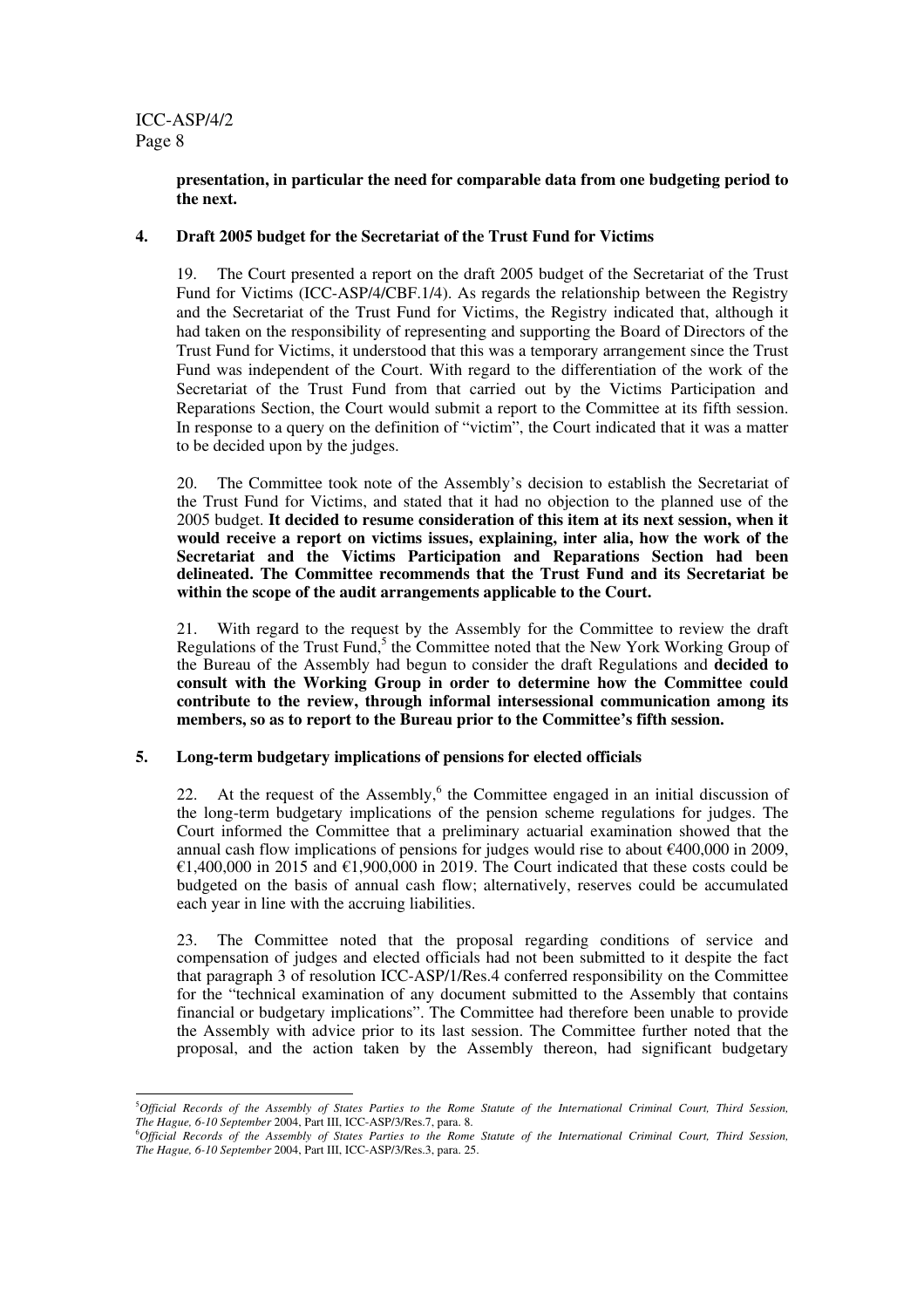**presentation, in particular the need for comparable data from one budgeting period to the next.**

## 4. Draft 2005 budget for the Secretariat of the Trust Fund for Victims

19. The Court presented a report on the draft 2005 budget of the Secretariat of the Trust Fund for Victims (ICC-ASP/4/CBF.1/4). As regards the relationship between the Registry and the Secretariat of the Trust Fund for Victims, the Registry indicated that, although it had taken on the responsibility of representing and supporting the Board of Directors of the Trust Fund for Victims, it understood that this was a temporary arrangement since the Trust Fund was independent of the Court. With regard to the differentiation of the work of the Secretariat of the Trust Fund from that carried out by the Victims Participation and Reparations Section, the Court would submit a report to the Committee at its fifth session. In response to a query on the definition of "victim", the Court indicated that it was a matter to be decided upon by the judges.

20. The Committee took note of the Assembly's decision to establish the Secretariat of the Trust Fund for Victims, and stated that it had no objection to the planned use of the 2005 budget. **It decided to resume consideration of this item at its next session, when it would receive a report on victims issues, explaining, inter alia, how the work of the Secretariat and the Victims Participation and Reparations Section had been delineated. The Committee recommends that the Trust Fund and its Secretariat be within the scope of the audit arrangements applicable to the Court.**

21. With regard to the request by the Assembly for the Committee to review the draft Regulations of the Trust Fund,[5] the Committee noted that the New York Working Group of the Bureau of the Assembly had begun to consider the draft Regulations and **decided to consult with the Working Group in order to determine how the Committee could contribute to the review, through informal intersessional communication among its members, so as to report to the Bureau prior to the Committee's fifth session.**

## 5. Long-term budgetary implications of pensions for elected officials

22. At the request of the Assembly,[6] the Committee engaged in an initial discussion of the long-term budgetary implications of the pension scheme regulations for judges. The Court informed the Committee that a preliminary actuarial examination showed that the annual cash flow implications of pensions for judges would rise to about €400,000 in 2009, €1,400,000 in 2015 and €1,900,000 in 2019. The Court indicated that these costs could be budgeted on the basis of annual cash flow; alternatively, reserves could be accumulated each year in line with the accruing liabilities.

23. The Committee noted that the proposal regarding conditions of service and compensation of judges and elected officials had not been submitted to it despite the fact that paragraph 3 of resolution ICC-ASP/1/Res.4 conferred responsibility on the Committee for the "technical examination of any document submitted to the Assembly that contains financial or budgetary implications". The Committee had therefore been unable to provide the Assembly with advice prior to its last session. The Committee further noted that the proposal, and the action taken by the Assembly thereon, had significant budgetary

---

[5] *Official Records of the Assembly of States Parties to the Rome Statute of the International Criminal Court, Third Session, The Hague, 6-10 September* 2004, Part III, ICC-ASP/3/Res.7, para. 8.

[6] *Official Records of the Assembly of States Parties to the Rome Statute of the International Criminal Court, Third Session, The Hague, 6-10 September* 2004, Part III, ICC-ASP/3/Res.3, para. 25.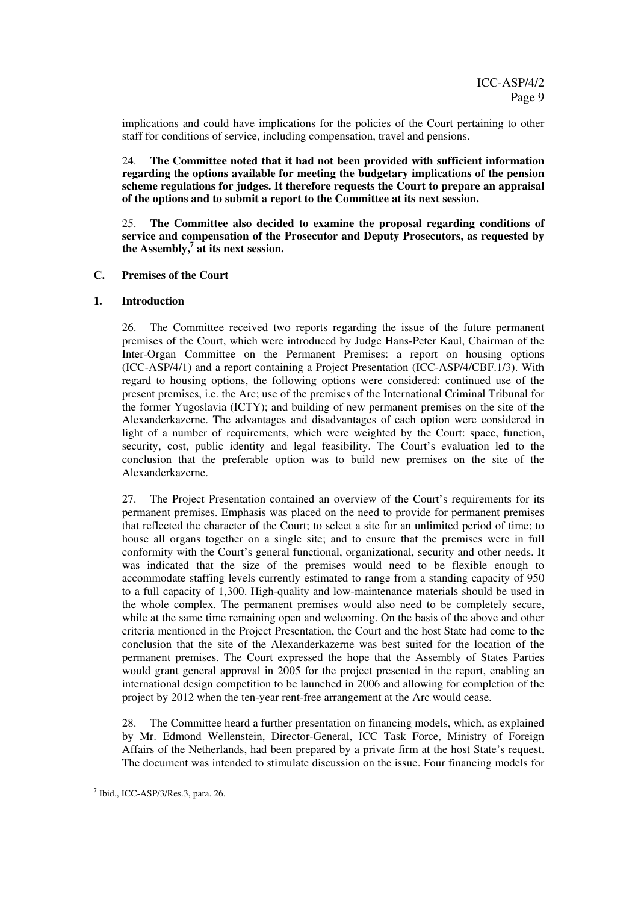implications and could have implications for the policies of the Court pertaining to other staff for conditions of service, including compensation, travel and pensions.

24. **The Committee noted that it had not been provided with sufficient information regarding the options available for meeting the budgetary implications of the pension scheme regulations for judges. It therefore requests the Court to prepare an appraisal of the options and to submit a report to the Committee at its next session.**

25. **The Committee also decided to examine the proposal regarding conditions of service and compensation of the Prosecutor and Deputy Prosecutors, as requested by the Assembly,[7] at its next session.**

### C. Premises of the Court

#### 1. Introduction

26. The Committee received two reports regarding the issue of the future permanent premises of the Court, which were introduced by Judge Hans-Peter Kaul, Chairman of the Inter-Organ Committee on the Permanent Premises: a report on housing options (ICC-ASP/4/1) and a report containing a Project Presentation (ICC-ASP/4/CBF.1/3). With regard to housing options, the following options were considered: continued use of the present premises, i.e. the Arc; use of the premises of the International Criminal Tribunal for the former Yugoslavia (ICTY); and building of new permanent premises on the site of the Alexanderkazerne. The advantages and disadvantages of each option were considered in light of a number of requirements, which were weighted by the Court: space, function, security, cost, public identity and legal feasibility. The Court's evaluation led to the conclusion that the preferable option was to build new premises on the site of the Alexanderkazerne.

27. The Project Presentation contained an overview of the Court's requirements for its permanent premises. Emphasis was placed on the need to provide for permanent premises that reflected the character of the Court; to select a site for an unlimited period of time; to house all organs together on a single site; and to ensure that the premises were in full conformity with the Court's general functional, organizational, security and other needs. It was indicated that the size of the premises would need to be flexible enough to accommodate staffing levels currently estimated to range from a standing capacity of 950 to a full capacity of 1,300. High-quality and low-maintenance materials should be used in the whole complex. The permanent premises would also need to be completely secure, while at the same time remaining open and welcoming. On the basis of the above and other criteria mentioned in the Project Presentation, the Court and the host State had come to the conclusion that the site of the Alexanderkazerne was best suited for the location of the permanent premises. The Court expressed the hope that the Assembly of States Parties would grant general approval in 2005 for the project presented in the report, enabling an international design competition to be launched in 2006 and allowing for completion of the project by 2012 when the ten-year rent-free arrangement at the Arc would cease.

28. The Committee heard a further presentation on financing models, which, as explained by Mr. Edmond Wellenstein, Director-General, ICC Task Force, Ministry of Foreign Affairs of the Netherlands, had been prepared by a private firm at the host State's request. The document was intended to stimulate discussion on the issue. Four financing models for

---

[7] Ibid., ICC-ASP/3/Res.3, para. 26.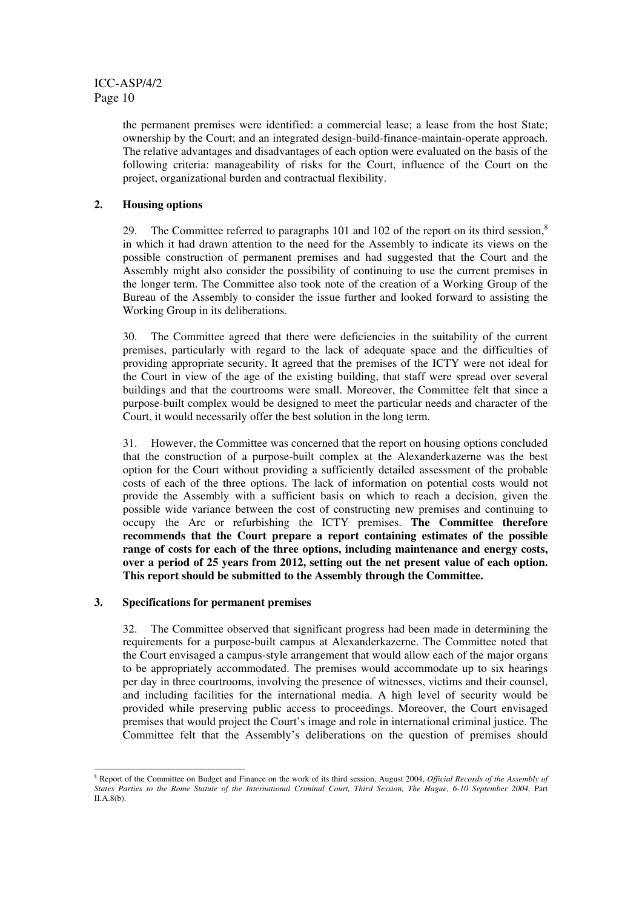the permanent premises were identified: a commercial lease; a lease from the host State; ownership by the Court; and an integrated design-build-finance-maintain-operate approach. The relative advantages and disadvantages of each option were evaluated on the basis of the following criteria: manageability of risks for the Court, influence of the Court on the project, organizational burden and contractual flexibility.

## 2. Housing options

29. The Committee referred to paragraphs 101 and 102 of the report on its third session,[8] in which it had drawn attention to the need for the Assembly to indicate its views on the possible construction of permanent premises and had suggested that the Court and the Assembly might also consider the possibility of continuing to use the current premises in the longer term. The Committee also took note of the creation of a Working Group of the Bureau of the Assembly to consider the issue further and looked forward to assisting the Working Group in its deliberations.

30. The Committee agreed that there were deficiencies in the suitability of the current premises, particularly with regard to the lack of adequate space and the difficulties of providing appropriate security. It agreed that the premises of the ICTY were not ideal for the Court in view of the age of the existing building, that staff were spread over several buildings and that the courtrooms were small. Moreover, the Committee felt that since a purpose-built complex would be designed to meet the particular needs and character of the Court, it would necessarily offer the best solution in the long term.

31. However, the Committee was concerned that the report on housing options concluded that the construction of a purpose-built complex at the Alexanderkazerne was the best option for the Court without providing a sufficiently detailed assessment of the probable costs of each of the three options. The lack of information on potential costs would not provide the Assembly with a sufficient basis on which to reach a decision, given the possible wide variance between the cost of constructing new premises and continuing to occupy the Arc or refurbishing the ICTY premises. **The Committee therefore recommends that the Court prepare a report containing estimates of the possible range of costs for each of the three options, including maintenance and energy costs, over a period of 25 years from 2012, setting out the net present value of each option. This report should be submitted to the Assembly through the Committee.**

## 3. Specifications for permanent premises

32. The Committee observed that significant progress had been made in determining the requirements for a purpose-built campus at Alexanderkazerne. The Committee noted that the Court envisaged a campus-style arrangement that would allow each of the major organs to be appropriately accommodated. The premises would accommodate up to six hearings per day in three courtrooms, involving the presence of witnesses, victims and their counsel, and including facilities for the international media. A high level of security would be provided while preserving public access to proceedings. Moreover, the Court envisaged premises that would project the Court's image and role in international criminal justice. The Committee felt that the Assembly's deliberations on the question of premises should

---

[8] Report of the Committee on Budget and Finance on the work of its third session, August 2004, *Official Records of the Assembly of States Parties to the Rome Statute of the International Criminal Court, Third Session, The Hague, 6-10 September 2004,* Part II.A.8(b).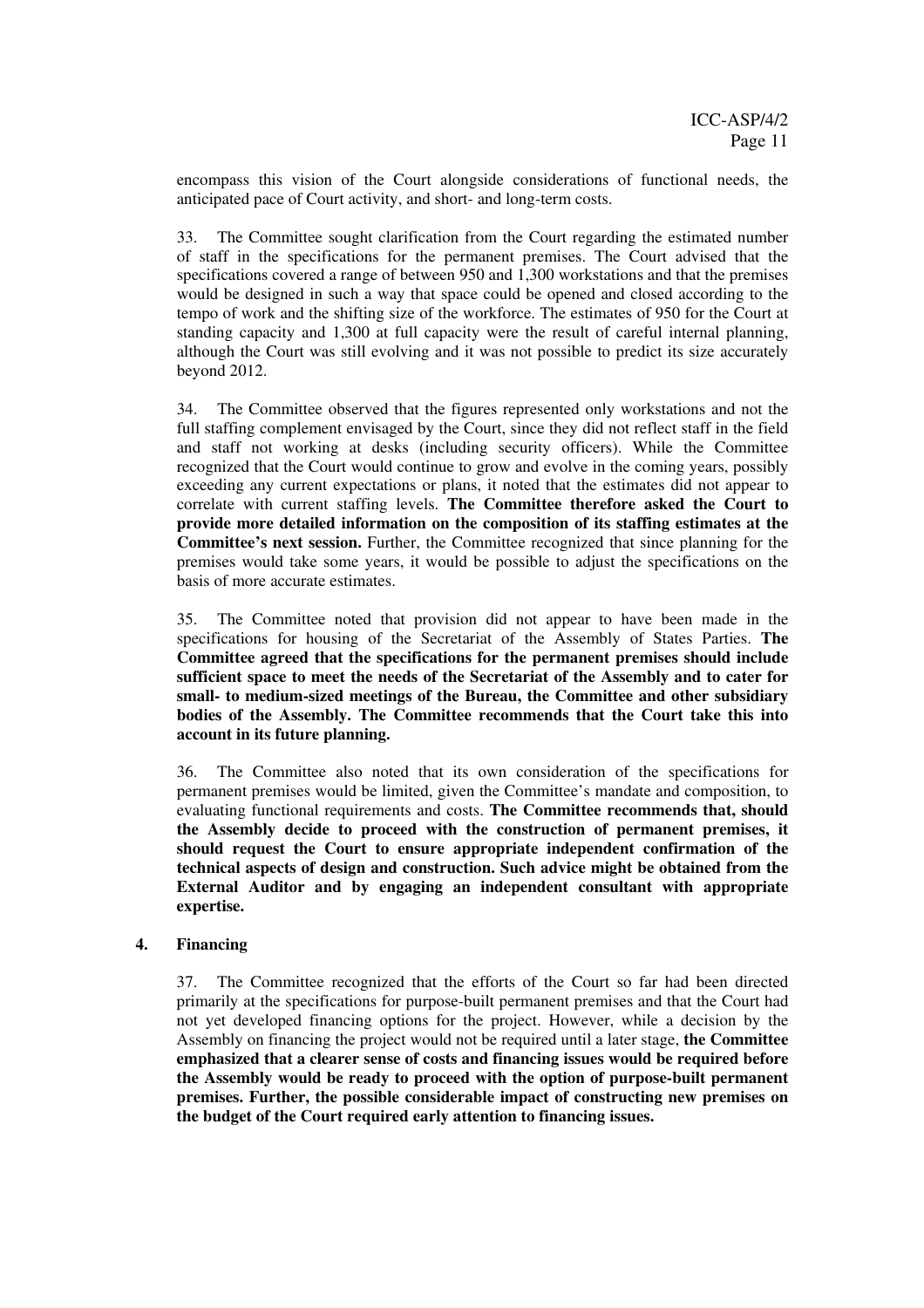encompass this vision of the Court alongside considerations of functional needs, the anticipated pace of Court activity, and short- and long-term costs.

33. The Committee sought clarification from the Court regarding the estimated number of staff in the specifications for the permanent premises. The Court advised that the specifications covered a range of between 950 and 1,300 workstations and that the premises would be designed in such a way that space could be opened and closed according to the tempo of work and the shifting size of the workforce. The estimates of 950 for the Court at standing capacity and 1,300 at full capacity were the result of careful internal planning, although the Court was still evolving and it was not possible to predict its size accurately beyond 2012.

34. The Committee observed that the figures represented only workstations and not the full staffing complement envisaged by the Court, since they did not reflect staff in the field and staff not working at desks (including security officers). While the Committee recognized that the Court would continue to grow and evolve in the coming years, possibly exceeding any current expectations or plans, it noted that the estimates did not appear to correlate with current staffing levels. **The Committee therefore asked the Court to provide more detailed information on the composition of its staffing estimates at the Committee's next session.** Further, the Committee recognized that since planning for the premises would take some years, it would be possible to adjust the specifications on the basis of more accurate estimates.

35. The Committee noted that provision did not appear to have been made in the specifications for housing of the Secretariat of the Assembly of States Parties. **The Committee agreed that the specifications for the permanent premises should include sufficient space to meet the needs of the Secretariat of the Assembly and to cater for small- to medium-sized meetings of the Bureau, the Committee and other subsidiary bodies of the Assembly. The Committee recommends that the Court take this into account in its future planning.**

36. The Committee also noted that its own consideration of the specifications for permanent premises would be limited, given the Committee's mandate and composition, to evaluating functional requirements and costs. **The Committee recommends that, should the Assembly decide to proceed with the construction of permanent premises, it should request the Court to ensure appropriate independent confirmation of the technical aspects of design and construction. Such advice might be obtained from the External Auditor and by engaging an independent consultant with appropriate expertise.**

### 4. Financing

37. The Committee recognized that the efforts of the Court so far had been directed primarily at the specifications for purpose-built permanent premises and that the Court had not yet developed financing options for the project. However, while a decision by the Assembly on financing the project would not be required until a later stage, **the Committee emphasized that a clearer sense of costs and financing issues would be required before the Assembly would be ready to proceed with the option of purpose-built permanent premises. Further, the possible considerable impact of constructing new premises on the budget of the Court required early attention to financing issues.**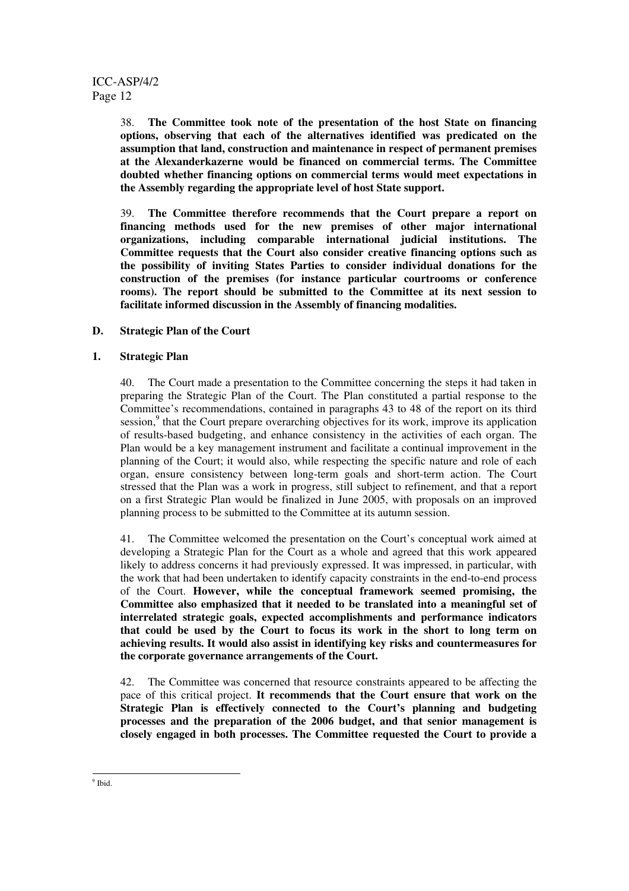38. **The Committee took note of the presentation of the host State on financing options, observing that each of the alternatives identified was predicated on the assumption that land, construction and maintenance in respect of permanent premises at the Alexanderkazerne would be financed on commercial terms. The Committee doubted whether financing options on commercial terms would meet expectations in the Assembly regarding the appropriate level of host State support.**

39. **The Committee therefore recommends that the Court prepare a report on financing methods used for the new premises of other major international organizations, including comparable international judicial institutions. The Committee requests that the Court also consider creative financing options such as the possibility of inviting States Parties to consider individual donations for the construction of the premises (for instance particular courtrooms or conference rooms). The report should be submitted to the Committee at its next session to facilitate informed discussion in the Assembly of financing modalities.**

## D. Strategic Plan of the Court

### 1. Strategic Plan

40. The Court made a presentation to the Committee concerning the steps it had taken in preparing the Strategic Plan of the Court. The Plan constituted a partial response to the Committee's recommendations, contained in paragraphs 43 to 48 of the report on its third session,[9] that the Court prepare overarching objectives for its work, improve its application of results-based budgeting, and enhance consistency in the activities of each organ. The Plan would be a key management instrument and facilitate a continual improvement in the planning of the Court; it would also, while respecting the specific nature and role of each organ, ensure consistency between long-term goals and short-term action. The Court stressed that the Plan was a work in progress, still subject to refinement, and that a report on a first Strategic Plan would be finalized in June 2005, with proposals on an improved planning process to be submitted to the Committee at its autumn session.

41. The Committee welcomed the presentation on the Court's conceptual work aimed at developing a Strategic Plan for the Court as a whole and agreed that this work appeared likely to address concerns it had previously expressed. It was impressed, in particular, with the work that had been undertaken to identify capacity constraints in the end-to-end process of the Court. **However, while the conceptual framework seemed promising, the Committee also emphasized that it needed to be translated into a meaningful set of interrelated strategic goals, expected accomplishments and performance indicators that could be used by the Court to focus its work in the short to long term on achieving results. It would also assist in identifying key risks and countermeasures for the corporate governance arrangements of the Court.**

42. The Committee was concerned that resource constraints appeared to be affecting the pace of this critical project. **It recommends that the Court ensure that work on the Strategic Plan is effectively connected to the Court's planning and budgeting processes and the preparation of the 2006 budget, and that senior management is closely engaged in both processes. The Committee requested the Court to provide a**

[9] Ibid.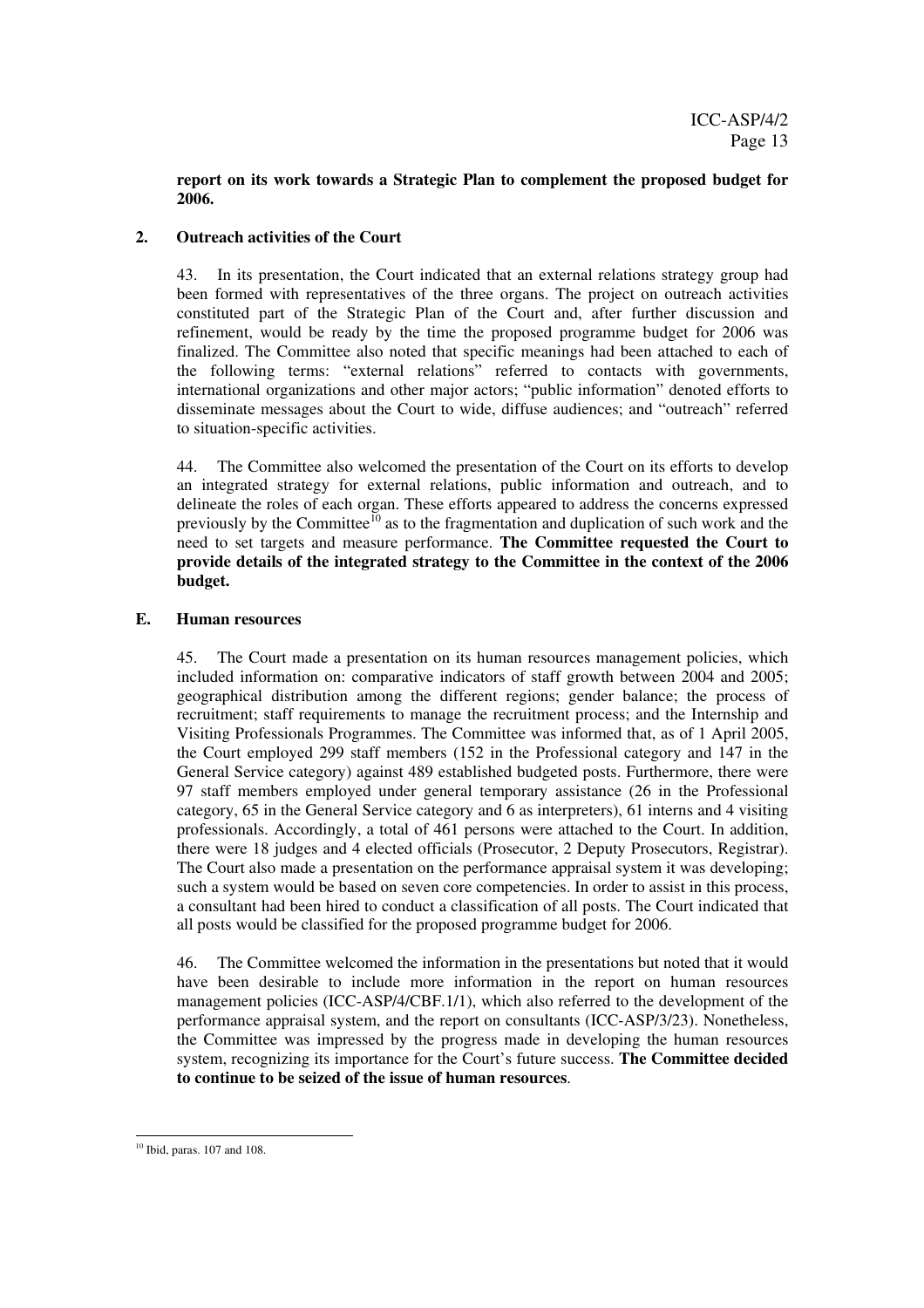**report on its work towards a Strategic Plan to complement the proposed budget for 2006.**

### 2. Outreach activities of the Court

43. In its presentation, the Court indicated that an external relations strategy group had been formed with representatives of the three organs. The project on outreach activities constituted part of the Strategic Plan of the Court and, after further discussion and refinement, would be ready by the time the proposed programme budget for 2006 was finalized. The Committee also noted that specific meanings had been attached to each of the following terms: "external relations" referred to contacts with governments, international organizations and other major actors; "public information" denoted efforts to disseminate messages about the Court to wide, diffuse audiences; and "outreach" referred to situation-specific activities.

44. The Committee also welcomed the presentation of the Court on its efforts to develop an integrated strategy for external relations, public information and outreach, and to delineate the roles of each organ. These efforts appeared to address the concerns expressed previously by the Committee[10] as to the fragmentation and duplication of such work and the need to set targets and measure performance. **The Committee requested the Court to provide details of the integrated strategy to the Committee in the context of the 2006 budget.**

## E. Human resources

45. The Court made a presentation on its human resources management policies, which included information on: comparative indicators of staff growth between 2004 and 2005; geographical distribution among the different regions; gender balance; the process of recruitment; staff requirements to manage the recruitment process; and the Internship and Visiting Professionals Programmes. The Committee was informed that, as of 1 April 2005, the Court employed 299 staff members (152 in the Professional category and 147 in the General Service category) against 489 established budgeted posts. Furthermore, there were 97 staff members employed under general temporary assistance (26 in the Professional category, 65 in the General Service category and 6 as interpreters), 61 interns and 4 visiting professionals. Accordingly, a total of 461 persons were attached to the Court. In addition, there were 18 judges and 4 elected officials (Prosecutor, 2 Deputy Prosecutors, Registrar). The Court also made a presentation on the performance appraisal system it was developing; such a system would be based on seven core competencies. In order to assist in this process, a consultant had been hired to conduct a classification of all posts. The Court indicated that all posts would be classified for the proposed programme budget for 2006.

46. The Committee welcomed the information in the presentations but noted that it would have been desirable to include more information in the report on human resources management policies (ICC-ASP/4/CBF.1/1), which also referred to the development of the performance appraisal system, and the report on consultants (ICC-ASP/3/23). Nonetheless, the Committee was impressed by the progress made in developing the human resources system, recognizing its importance for the Court's future success. **The Committee decided to continue to be seized of the issue of human resources**.

[10] Ibid, paras. 107 and 108.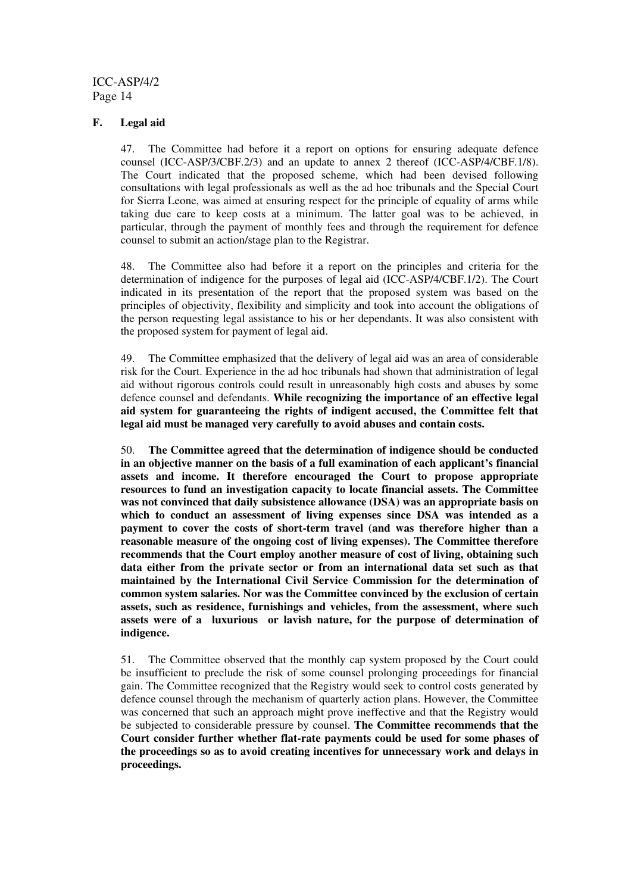### F. Legal aid

47. The Committee had before it a report on options for ensuring adequate defence counsel (ICC-ASP/3/CBF.2/3) and an update to annex 2 thereof (ICC-ASP/4/CBF.1/8). The Court indicated that the proposed scheme, which had been devised following consultations with legal professionals as well as the ad hoc tribunals and the Special Court for Sierra Leone, was aimed at ensuring respect for the principle of equality of arms while taking due care to keep costs at a minimum. The latter goal was to be achieved, in particular, through the payment of monthly fees and through the requirement for defence counsel to submit an action/stage plan to the Registrar.

48. The Committee also had before it a report on the principles and criteria for the determination of indigence for the purposes of legal aid (ICC-ASP/4/CBF.1/2). The Court indicated in its presentation of the report that the proposed system was based on the principles of objectivity, flexibility and simplicity and took into account the obligations of the person requesting legal assistance to his or her dependants. It was also consistent with the proposed system for payment of legal aid.

49. The Committee emphasized that the delivery of legal aid was an area of considerable risk for the Court. Experience in the ad hoc tribunals had shown that administration of legal aid without rigorous controls could result in unreasonably high costs and abuses by some defence counsel and defendants. **While recognizing the importance of an effective legal aid system for guaranteeing the rights of indigent accused, the Committee felt that legal aid must be managed very carefully to avoid abuses and contain costs.**

50. **The Committee agreed that the determination of indigence should be conducted in an objective manner on the basis of a full examination of each applicant's financial assets and income. It therefore encouraged the Court to propose appropriate resources to fund an investigation capacity to locate financial assets. The Committee was not convinced that daily subsistence allowance (DSA) was an appropriate basis on which to conduct an assessment of living expenses since DSA was intended as a payment to cover the costs of short-term travel (and was therefore higher than a reasonable measure of the ongoing cost of living expenses). The Committee therefore recommends that the Court employ another measure of cost of living, obtaining such data either from the private sector or from an international data set such as that maintained by the International Civil Service Commission for the determination of common system salaries. Nor was the Committee convinced by the exclusion of certain assets, such as residence, furnishings and vehicles, from the assessment, where such assets were of a luxurious or lavish nature, for the purpose of determination of indigence.**

51. The Committee observed that the monthly cap system proposed by the Court could be insufficient to preclude the risk of some counsel prolonging proceedings for financial gain. The Committee recognized that the Registry would seek to control costs generated by defence counsel through the mechanism of quarterly action plans. However, the Committee was concerned that such an approach might prove ineffective and that the Registry would be subjected to considerable pressure by counsel. **The Committee recommends that the Court consider further whether flat-rate payments could be used for some phases of the proceedings so as to avoid creating incentives for unnecessary work and delays in proceedings.**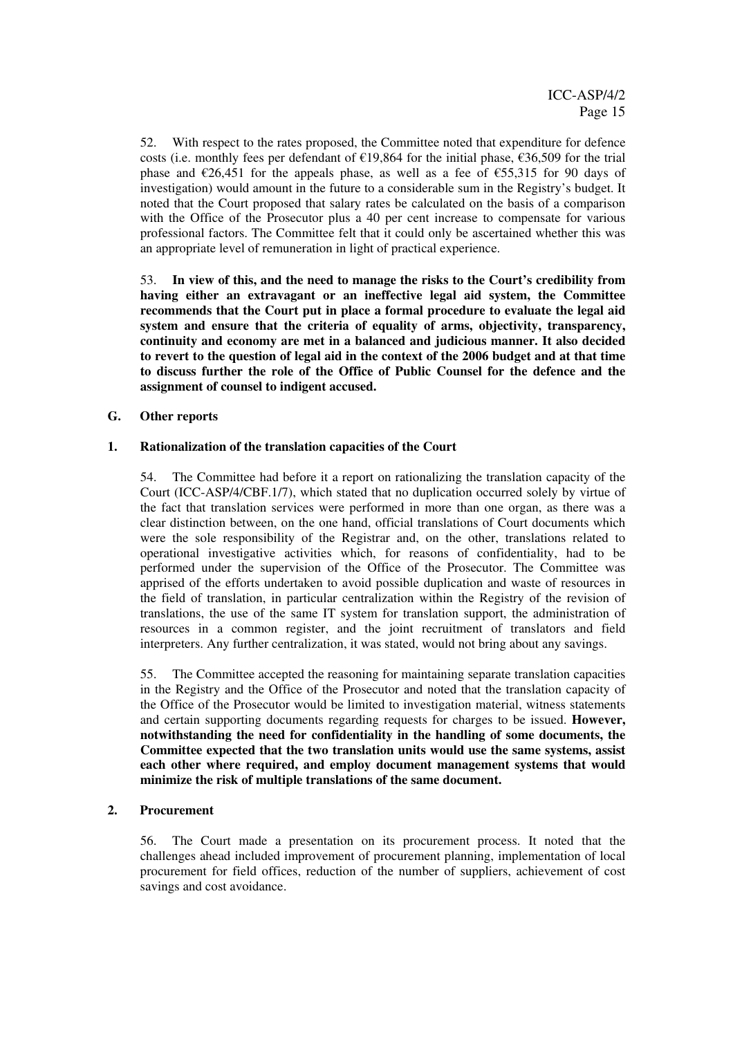52. With respect to the rates proposed, the Committee noted that expenditure for defence costs (i.e. monthly fees per defendant of €19,864 for the initial phase, €36,509 for the trial phase and €26,451 for the appeals phase, as well as a fee of €55,315 for 90 days of investigation) would amount in the future to a considerable sum in the Registry's budget. It noted that the Court proposed that salary rates be calculated on the basis of a comparison with the Office of the Prosecutor plus a 40 per cent increase to compensate for various professional factors. The Committee felt that it could only be ascertained whether this was an appropriate level of remuneration in light of practical experience.

53. **In view of this, and the need to manage the risks to the Court's credibility from having either an extravagant or an ineffective legal aid system, the Committee recommends that the Court put in place a formal procedure to evaluate the legal aid system and ensure that the criteria of equality of arms, objectivity, transparency, continuity and economy are met in a balanced and judicious manner. It also decided to revert to the question of legal aid in the context of the 2006 budget and at that time to discuss further the role of the Office of Public Counsel for the defence and the assignment of counsel to indigent accused.**

## G. Other reports

### 1. Rationalization of the translation capacities of the Court

54. The Committee had before it a report on rationalizing the translation capacity of the Court (ICC-ASP/4/CBF.1/7), which stated that no duplication occurred solely by virtue of the fact that translation services were performed in more than one organ, as there was a clear distinction between, on the one hand, official translations of Court documents which were the sole responsibility of the Registrar and, on the other, translations related to operational investigative activities which, for reasons of confidentiality, had to be performed under the supervision of the Office of the Prosecutor. The Committee was apprised of the efforts undertaken to avoid possible duplication and waste of resources in the field of translation, in particular centralization within the Registry of the revision of translations, the use of the same IT system for translation support, the administration of resources in a common register, and the joint recruitment of translators and field interpreters. Any further centralization, it was stated, would not bring about any savings.

55. The Committee accepted the reasoning for maintaining separate translation capacities in the Registry and the Office of the Prosecutor and noted that the translation capacity of the Office of the Prosecutor would be limited to investigation material, witness statements and certain supporting documents regarding requests for charges to be issued. **However, notwithstanding the need for confidentiality in the handling of some documents, the Committee expected that the two translation units would use the same systems, assist each other where required, and employ document management systems that would minimize the risk of multiple translations of the same document.**

### 2. Procurement

56. The Court made a presentation on its procurement process. It noted that the challenges ahead included improvement of procurement planning, implementation of local procurement for field offices, reduction of the number of suppliers, achievement of cost savings and cost avoidance.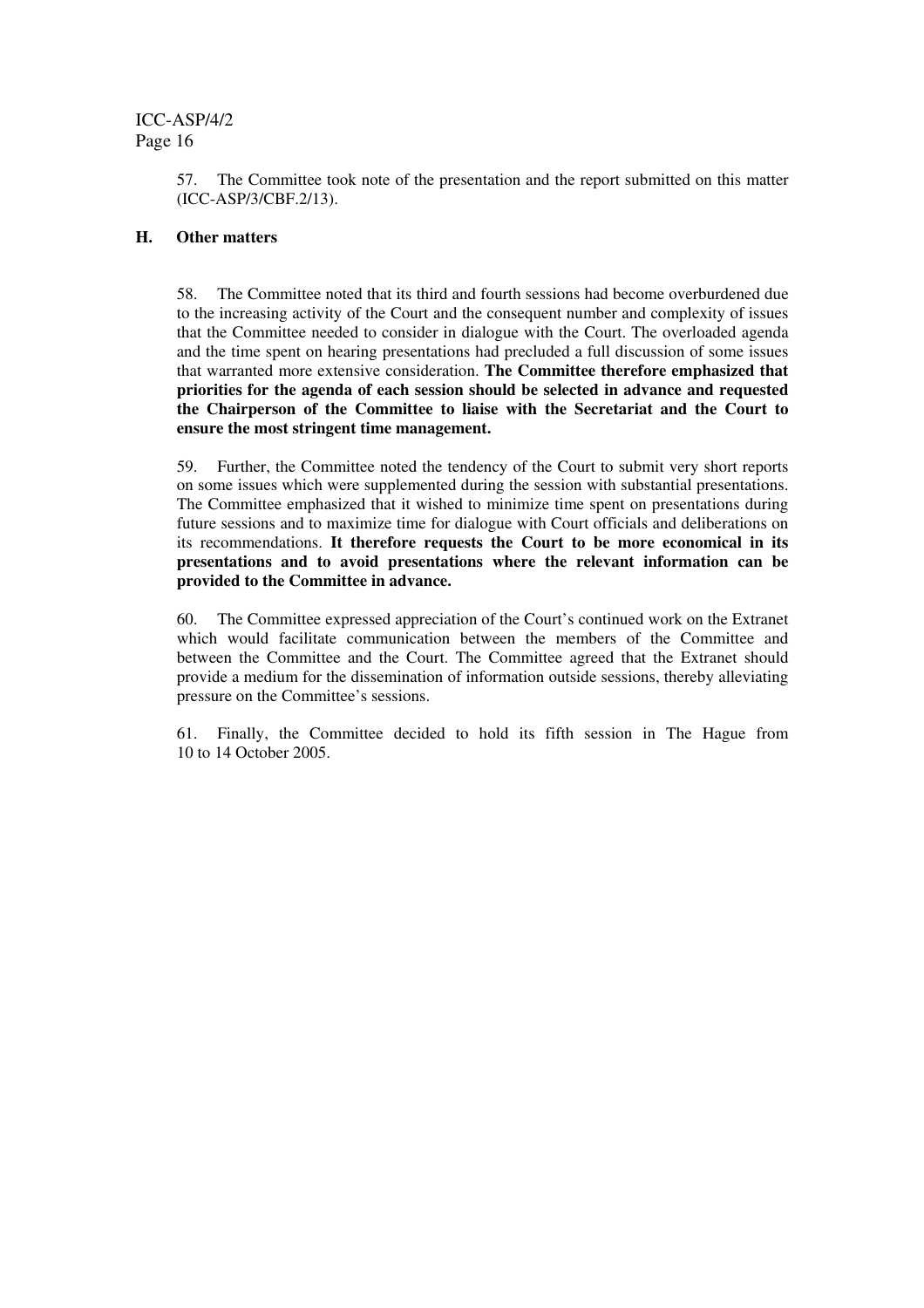57. The Committee took note of the presentation and the report submitted on this matter (ICC-ASP/3/CBF.2/13).

## H. Other matters

58. The Committee noted that its third and fourth sessions had become overburdened due to the increasing activity of the Court and the consequent number and complexity of issues that the Committee needed to consider in dialogue with the Court. The overloaded agenda and the time spent on hearing presentations had precluded a full discussion of some issues that warranted more extensive consideration. **The Committee therefore emphasized that priorities for the agenda of each session should be selected in advance and requested the Chairperson of the Committee to liaise with the Secretariat and the Court to ensure the most stringent time management.**

59. Further, the Committee noted the tendency of the Court to submit very short reports on some issues which were supplemented during the session with substantial presentations. The Committee emphasized that it wished to minimize time spent on presentations during future sessions and to maximize time for dialogue with Court officials and deliberations on its recommendations. **It therefore requests the Court to be more economical in its presentations and to avoid presentations where the relevant information can be provided to the Committee in advance.**

60. The Committee expressed appreciation of the Court's continued work on the Extranet which would facilitate communication between the members of the Committee and between the Committee and the Court. The Committee agreed that the Extranet should provide a medium for the dissemination of information outside sessions, thereby alleviating pressure on the Committee's sessions.

61. Finally, the Committee decided to hold its fifth session in The Hague from 10 to 14 October 2005.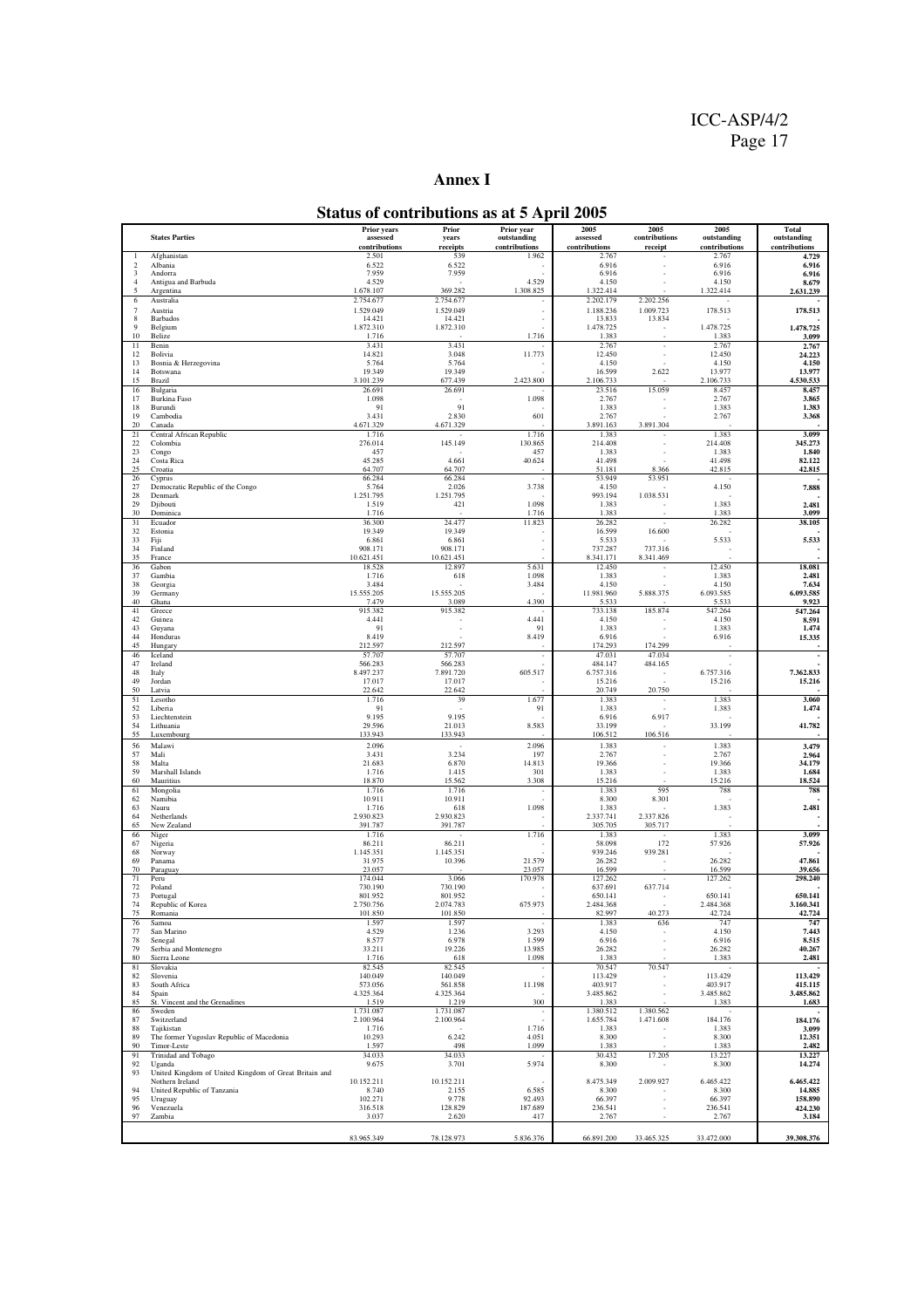# Annex I

## Status of contributions as at 5 April 2005

| | States Parties | Prior years assessed contributions | Prior years receipts | Prior year outstanding contributions | 2005 assessed contributions | 2005 contributions receipt | 2005 outstanding contributions | Total outstanding contributions |
|---|---|---|---|---|---|---|---|---|
| 1 | Afghanistan | 2.501 | 539 | 1.962 | 2.767 | - | 2.767 | 4.729 |
| 2 | Albania | 6.522 | 6.522 | - | 6.916 | - | 6.916 | 6.916 |
| 3 | Andorra | 7.959 | 7.959 | - | 6.916 | - | 6.916 | 6.916 |
| 4 | Antigua and Barbuda | 4.529 | - | 4.529 | 4.150 | - | 4.150 | 8.679 |
| 5 | Argentina | 1.678.107 | 369.282 | 1.308.825 | 1.322.414 | - | 1.322.414 | 2.631.239 |
| 6 | Australia | 2.754.677 | 2.754.677 | - | 2.202.179 | 2.202.256 | - | - |
| 7 | Austria | 1.529.049 | 1.529.049 | - | 1.188.236 | 1.009.723 | 178.513 | 178.513 |
| 8 | Barbados | 14.421 | 14.421 | - | 13.833 | 13.834 | - | - |
| 9 | Belgium | 1.872.310 | 1.872.310 | - | 1.478.725 | - | 1.478.725 | 1.478.725 |
| 10 | Belize | 1.716 | - | 1.716 | 1.383 | - | 1.383 | 3.099 |
| 11 | Benin | 3.431 | 3.431 | - | 2.767 | - | 2.767 | 2.767 |
| 12 | Bolivia | 14.821 | 3.048 | 11.773 | 12.450 | - | 12.450 | 24.223 |
| 13 | Bosnia & Herzegovina | 5.764 | 5.764 | - | 4.150 | - | 4.150 | 4.150 |
| 14 | Botswana | 19.349 | 19.349 | - | 16.599 | 2.622 | 13.977 | 13.977 |
| 15 | Brazil | 3.101.239 | 677.439 | 2.423.800 | 2.106.733 | - | 2.106.733 | 4.530.533 |
| 16 | Bulgaria | 26.691 | 26.691 | - | 23.516 | 15.059 | 8.457 | 8.457 |
| 17 | Burkina Faso | 1.098 | - | 1.098 | 2.767 | - | 2.767 | 3.865 |
| 18 | Burundi | 91 | 91 | - | 1.383 | - | 1.383 | 1.383 |
| 19 | Cambodia | 3.431 | 2.830 | 601 | 2.767 | - | 2.767 | 3.368 |
| 20 | Canada | 4.671.329 | 4.671.329 | - | 3.891.163 | 3.891.304 | - | - |
| 21 | Central African Republic | 1.716 | - | 1.716 | 1.383 | - | 1.383 | 3.099 |
| 22 | Colombia | 276.014 | 145.149 | 130.865 | 214.408 | - | 214.408 | 345.273 |
| 23 | Congo | 457 | - | 457 | 1.383 | - | 1.383 | 1.840 |
| 24 | Costa Rica | 45.285 | 4.661 | 40.624 | 41.498 | - | 41.498 | 82.122 |
| 25 | Croatia | 64.707 | 64.707 | - | 51.181 | 8.366 | 42.815 | 42.815 |
| 26 | Cyprus | 66.284 | 66.284 | - | 53.949 | 53.951 | - | - |
| 27 | Democratic Republic of the Congo | 5.764 | 2.026 | 3.738 | 4.150 | - | 4.150 | 7.888 |
| 28 | Denmark | 1.251.795 | 1.251.795 | - | 993.194 | 1.038.531 | - | - |
| 29 | Djibouti | 1.519 | 421 | 1.098 | 1.383 | - | 1.383 | 2.481 |
| 30 | Dominica | 1.716 | - | 1.716 | 1.383 | - | 1.383 | 3.099 |
| 31 | Ecuador | 36.300 | 24.477 | 11.823 | 26.282 | - | 26.282 | 38.105 |
| 32 | Estonia | 19.349 | 19.349 | - | 16.599 | 16.600 | - | - |
| 33 | Fiji | 6.861 | 6.861 | - | 5.533 | - | 5.533 | 5.533 |
| 34 | Finland | 908.171 | 908.171 | - | 737.287 | 737.316 | - | - |
| 35 | France | 10.621.451 | 10.621.451 | - | 8.341.171 | 8.341.469 | - | - |
| 36 | Gabon | 18.528 | 12.897 | 5.631 | 12.450 | - | 12.450 | 18.081 |
| 37 | Gambia | 1.716 | 618 | 1.098 | 1.383 | - | 1.383 | 2.481 |
| 38 | Georgia | 3.484 | - | 3.484 | 4.150 | - | 4.150 | 7.634 |
| 39 | Germany | 15.555.205 | 15.555.205 | - | 11.981.960 | 5.888.375 | 6.093.585 | 6.093.585 |
| 40 | Ghana | 7.479 | 3.089 | 4.390 | 5.533 | - | 5.533 | 9.923 |
| 41 | Greece | 915.382 | 915.382 | - | 733.138 | 185.874 | 547.264 | 547.264 |
| 42 | Guinea | 4.441 | - | 4.441 | 4.150 | - | 4.150 | 8.591 |
| 43 | Guyana | 91 | - | 91 | 1.383 | - | 1.383 | 1.474 |
| 44 | Honduras | 8.419 | - | 8.419 | 6.916 | - | 6.916 | 15.335 |
| 45 | Hungary | 212.597 | 212.597 | - | 174.293 | 174.299 | - | - |
| 46 | Iceland | 57.707 | 57.707 | - | 47.031 | 47.034 | - | - |
| 47 | Ireland | 566.283 | 566.283 | - | 484.147 | 484.165 | - | - |
| 48 | Italy | 8.497.237 | 7.891.720 | 605.517 | 6.757.316 | - | 6.757.316 | 7.362.833 |
| 49 | Jordan | 17.017 | 17.017 | - | 15.216 | - | 15.216 | 15.216 |
| 50 | Latvia | 22.642 | 22.642 | - | 20.749 | 20.750 | - | - |
| 51 | Lesotho | 1.716 | 39 | 1.677 | 1.383 | - | 1.383 | 3.060 |
| 52 | Liberia | 91 | - | 91 | 1.383 | - | 1.383 | 1.474 |
| 53 | Liechtenstein | 9.195 | 9.195 | - | 6.916 | 6.917 | - | - |
| 54 | Lithuania | 29.596 | 21.013 | 8.583 | 33.199 | - | 33.199 | 41.782 |
| 55 | Luxembourg | 133.943 | 133.943 | - | 106.512 | 106.516 | - | - |
| 56 | Malawi | 2.096 | - | 2.096 | 1.383 | - | 1.383 | 3.479 |
| 57 | Mali | 3.431 | 3.234 | 197 | 2.767 | - | 2.767 | 2.964 |
| 58 | Malta | 21.683 | 6.870 | 14.813 | 19.366 | - | 19.366 | 34.179 |
| 59 | Marshall Islands | 1.716 | 1.415 | 301 | 1.383 | - | 1.383 | 1.684 |
| 60 | Mauritius | 18.870 | 15.562 | 3.308 | 15.216 | - | 15.216 | 18.524 |
| 61 | Mongolia | 1.716 | 1.716 | - | 1.383 | 595 | 788 | 788 |
| 62 | Namibia | 10.911 | 10.911 | - | 8.300 | 8.301 | - | - |
| 63 | Nauru | 1.716 | 618 | 1.098 | 1.383 | - | 1.383 | 2.481 |
| 64 | Netherlands | 2.930.823 | 2.930.823 | - | 2.337.741 | 2.337.826 | - | - |
| 65 | New Zealand | 391.787 | 391.787 | - | 305.705 | 305.717 | - | - |
| 66 | Niger | 1.716 | - | 1.716 | 1.383 | - | 1.383 | 3.099 |
| 67 | Nigeria | 86.211 | 86.211 | - | 58.098 | 172 | 57.926 | 57.926 |
| 68 | Norway | 1.145.351 | 1.145.351 | - | 939.246 | 939.281 | - | - |
| 69 | Panama | 31.975 | 10.396 | 21.579 | 26.282 | - | 26.282 | 47.861 |
| 70 | Paraguay | 23.057 | - | 23.057 | 16.599 | - | 16.599 | 39.656 |
| 71 | Peru | 174.044 | 3.066 | 170.978 | 127.262 | - | 127.262 | 298.240 |
| 72 | Poland | 730.190 | 730.190 | - | 637.691 | 637.714 | - | - |
| 73 | Portugal | 801.952 | 801.952 | - | 650.141 | - | 650.141 | 650.141 |
| 74 | Republic of Korea | 2.750.756 | 2.074.783 | 675.973 | 2.484.368 | - | 2.484.368 | 3.160.341 |
| 75 | Romania | 101.850 | 101.850 | - | 82.997 | 40.273 | 42.724 | 42.724 |
| 76 | Samoa | 1.597 | 1.597 | - | 1.383 | 636 | 747 | 747 |
| 77 | San Marino | 4.529 | 1.236 | 3.293 | 4.150 | - | 4.150 | 7.443 |
| 78 | Senegal | 8.577 | 6.978 | 1.599 | 6.916 | - | 6.916 | 8.515 |
| 79 | Serbia and Montenegro | 33.211 | 19.226 | 13.985 | 26.282 | - | 26.282 | 40.267 |
| 80 | Sierra Leone | 1.716 | 618 | 1.098 | 1.383 | - | 1.383 | 2.481 |
| 81 | Slovakia | 82.545 | 82.545 | - | 70.547 | 70.547 | - | - |
| 82 | Slovenia | 140.049 | 140.049 | - | 113.429 | - | 113.429 | 113.429 |
| 83 | South Africa | 573.056 | 561.858 | 11.198 | 403.917 | - | 403.917 | 415.115 |
| 84 | Spain | 4.325.364 | 4.325.364 | - | 3.485.862 | - | 3.485.862 | 3.485.862 |
| 85 | St. Vincent and the Grenadines | 1.519 | 1.219 | 300 | 1.383 | - | 1.383 | 1.683 |
| 86 | Sweden | 1.731.087 | 1.731.087 | - | 1.380.512 | 1.380.562 | - | - |
| 87 | Switzerland | 2.100.964 | 2.100.964 | - | 1.655.784 | 1.471.608 | 184.176 | 184.176 |
| 88 | Tajikistan | 1.716 | - | 1.716 | 1.383 | - | 1.383 | 3.099 |
| 89 | The former Yugoslav Republic of Macedonia | 10.293 | 6.242 | 4.051 | 8.300 | - | 8.300 | 12.351 |
| 90 | Timor-Leste | 1.597 | 498 | 1.099 | 1.383 | - | 1.383 | 2.482 |
| 91 | Trinidad and Tobago | 34.033 | 34.033 | - | 30.432 | 17.205 | 13.227 | 13.227 |
| 92 | Uganda | 9.675 | 3.701 | 5.974 | 8.300 | - | 8.300 | 14.274 |
| 93 | United Kingdom of United Kingdom of Great Britain and Nothern Ireland | 10.152.211 | 10.152.211 | - | 8.475.349 | 2.009.927 | 6.465.422 | 6.465.422 |
| 94 | United Republic of Tanzania | 8.740 | 2.155 | 6.585 | 8.300 | - | 8.300 | 14.885 |
| 95 | Uruguay | 102.271 | 9.778 | 92.493 | 66.397 | - | 66.397 | 158.890 |
| 96 | Venezuela | 316.518 | 128.829 | 187.689 | 236.541 | - | 236.541 | 424.230 |
| 97 | Zambia | 3.037 | 2.620 | 417 | 2.767 | - | 2.767 | 3.184 |
| | | 83.965.349 | 78.128.973 | 5.836.376 | 66.891.200 | 33.465.325 | 33.472.000 | 39.308.376 |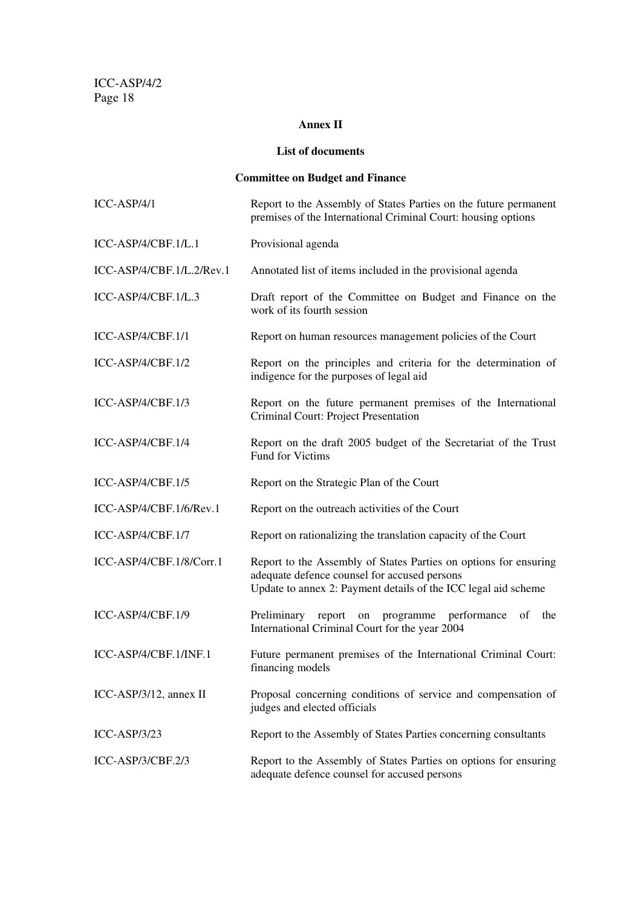## Annex II

### List of documents

### Committee on Budget and Finance

| | |
|---|---|
| ICC-ASP/4/1 | Report to the Assembly of States Parties on the future permanent premises of the International Criminal Court: housing options |
| ICC-ASP/4/CBF.1/L.1 | Provisional agenda |
| ICC-ASP/4/CBF.1/L.2/Rev.1 | Annotated list of items included in the provisional agenda |
| ICC-ASP/4/CBF.1/L.3 | Draft report of the Committee on Budget and Finance on the work of its fourth session |
| ICC-ASP/4/CBF.1/1 | Report on human resources management policies of the Court |
| ICC-ASP/4/CBF.1/2 | Report on the principles and criteria for the determination of indigence for the purposes of legal aid |
| ICC-ASP/4/CBF.1/3 | Report on the future permanent premises of the International Criminal Court: Project Presentation |
| ICC-ASP/4/CBF.1/4 | Report on the draft 2005 budget of the Secretariat of the Trust Fund for Victims |
| ICC-ASP/4/CBF.1/5 | Report on the Strategic Plan of the Court |
| ICC-ASP/4/CBF.1/6/Rev.1 | Report on the outreach activities of the Court |
| ICC-ASP/4/CBF.1/7 | Report on rationalizing the translation capacity of the Court |
| ICC-ASP/4/CBF.1/8/Corr.1 | Report to the Assembly of States Parties on options for ensuring adequate defence counsel for accused persons<br>Update to annex 2: Payment details of the ICC legal aid scheme |
| ICC-ASP/4/CBF.1/9 | Preliminary report on programme performance of the International Criminal Court for the year 2004 |
| ICC-ASP/4/CBF.1/INF.1 | Future permanent premises of the International Criminal Court: financing models |
| ICC-ASP/3/12, annex II | Proposal concerning conditions of service and compensation of judges and elected officials |
| ICC-ASP/3/23 | Report to the Assembly of States Parties concerning consultants |
| ICC-ASP/3/CBF.2/3 | Report to the Assembly of States Parties on options for ensuring adequate defence counsel for accused persons |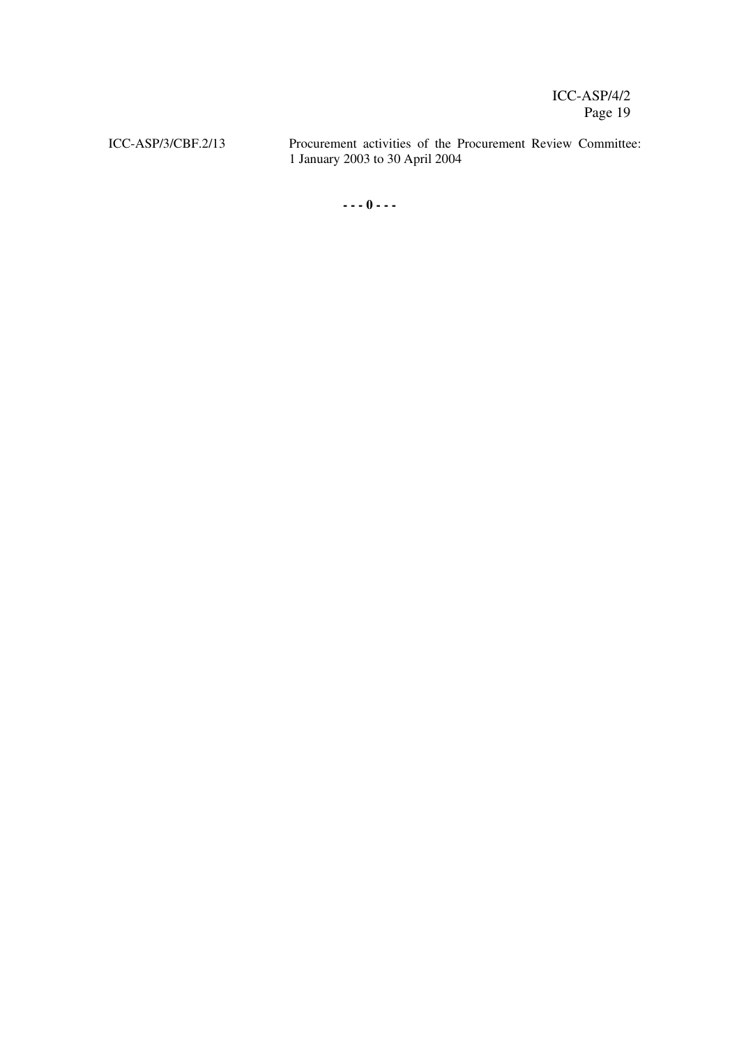| | |
|---|---|
| ICC-ASP/3/CBF.2/13 | Procurement activities of the Procurement Review Committee: 1 January 2003 to 30 April 2004 |

**- - - 0 - - -**